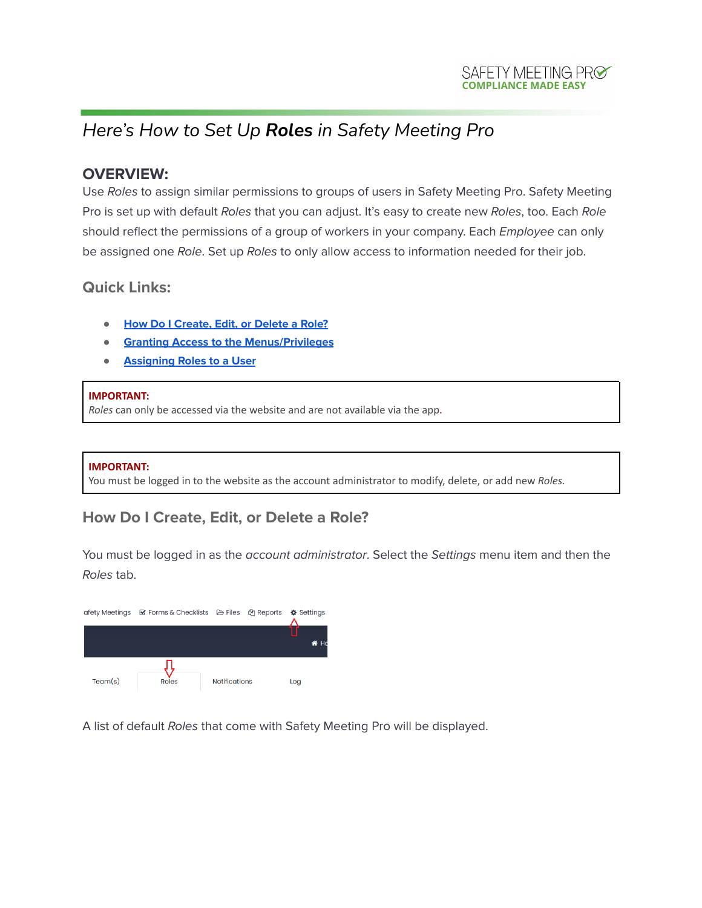SAFETY MEETING PRO
COMPLIANCE MADE EASY

# *Here's How to Set Up **Roles** in Safety Meeting Pro*

## OVERVIEW:

Use *Roles* to assign similar permissions to groups of users in Safety Meeting Pro. Safety Meeting Pro is set up with default *Roles* that you can adjust. It's easy to create new *Roles*, too. Each *Role* should reflect the permissions of a group of workers in your company. Each *Employee* can only be assigned one *Role*. Set up *Roles* to only allow access to information needed for their job.

### Quick Links:

- How Do I Create, Edit, or Delete a Role?
- Granting Access to the Menus/Privileges
- Assigning Roles to a User

> **IMPORTANT:**
> *Roles* can only be accessed via the website and are not available via the app.

> **IMPORTANT:**
> You must be logged in to the website as the account administrator to modify, delete, or add new *Roles*.

### How Do I Create, Edit, or Delete a Role?

You must be logged in as the *account administrator*. Select the *Settings* menu item and then the *Roles* tab.

afety Meetings | Forms & Checklists | Files | Reports | Settings

Team(s) | Roles | Notifications | Log

A list of default *Roles* that come with Safety Meeting Pro will be displayed.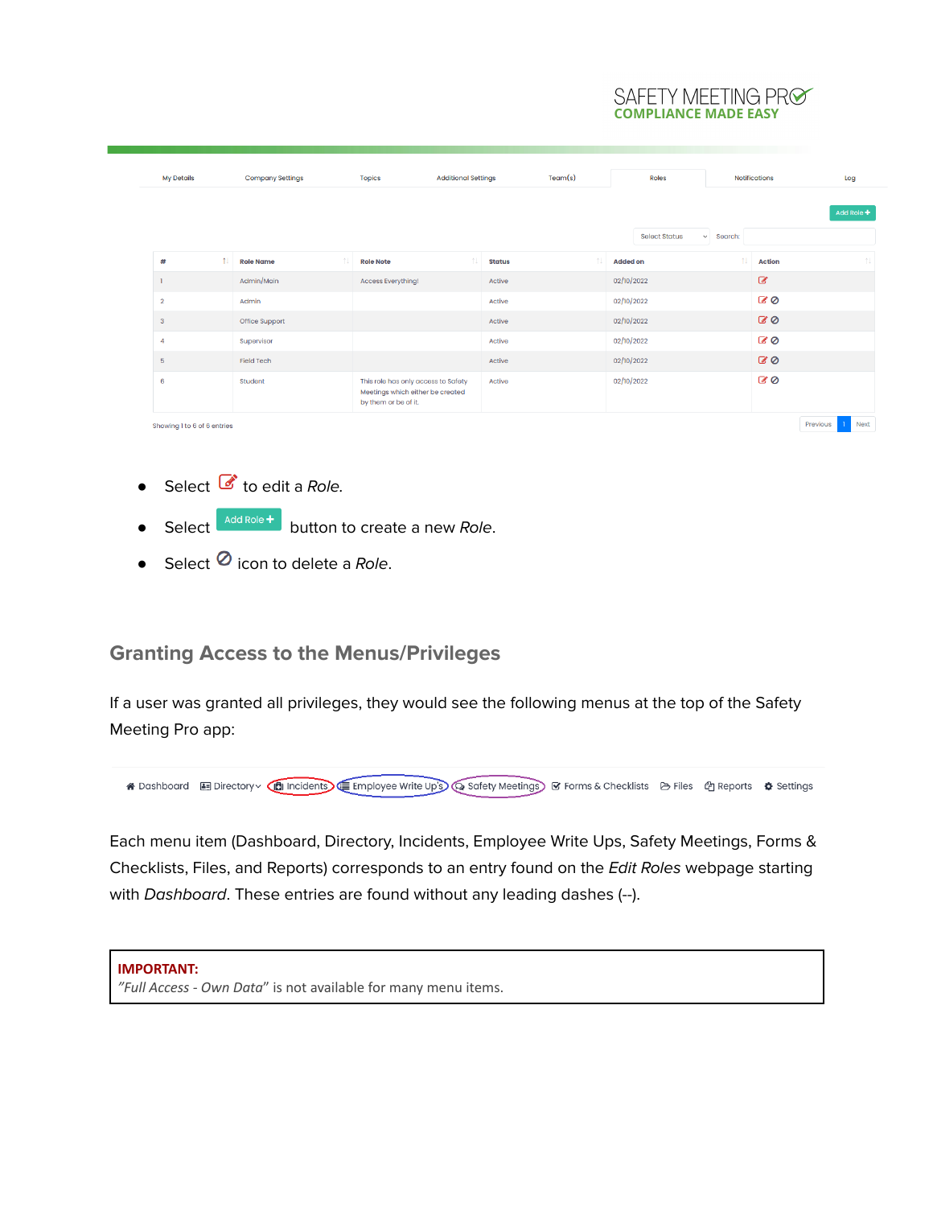| My Details | Company Settings | Topics | Additional Settings | Team(s) | Roles | Notifications | Log |
|---|---|---|---|---|---|---|---|

Add Role +

Select Status Search:

| # | Role Name | Role Note | Status | Added on | Action |
|---|---|---|---|---|---|
| 1 | Admin/Main | Access Everything! | Active | 02/10/2022 | |
| 2 | Admin | | Active | 02/10/2022 | |
| 3 | Office Support | | Active | 02/10/2022 | |
| 4 | Supervisor | | Active | 02/10/2022 | |
| 5 | Field Tech | | Active | 02/10/2022 | |
| 6 | Student | This role has only access to Safety Meetings which either be created by them or be of it. | Active | 02/10/2022 | |

Showing 1 to 6 of 6 entries

Previous 1 Next

- Select to edit a *Role*.
- Select Add Role + button to create a new *Role*.
- Select icon to delete a *Role*.

## Granting Access to the Menus/Privileges

If a user was granted all privileges, they would see the following menus at the top of the Safety Meeting Pro app:

Dashboard | Directory | Incidents | Employee Write Up's | Safety Meetings | Forms & Checklists | Files | Reports | Settings

Each menu item (Dashboard, Directory, Incidents, Employee Write Ups, Safety Meetings, Forms & Checklists, Files, and Reports) corresponds to an entry found on the *Edit Roles* webpage starting with *Dashboard*. These entries are found without any leading dashes (--).

**IMPORTANT:**
*"Full Access - Own Data"* is not available for many menu items.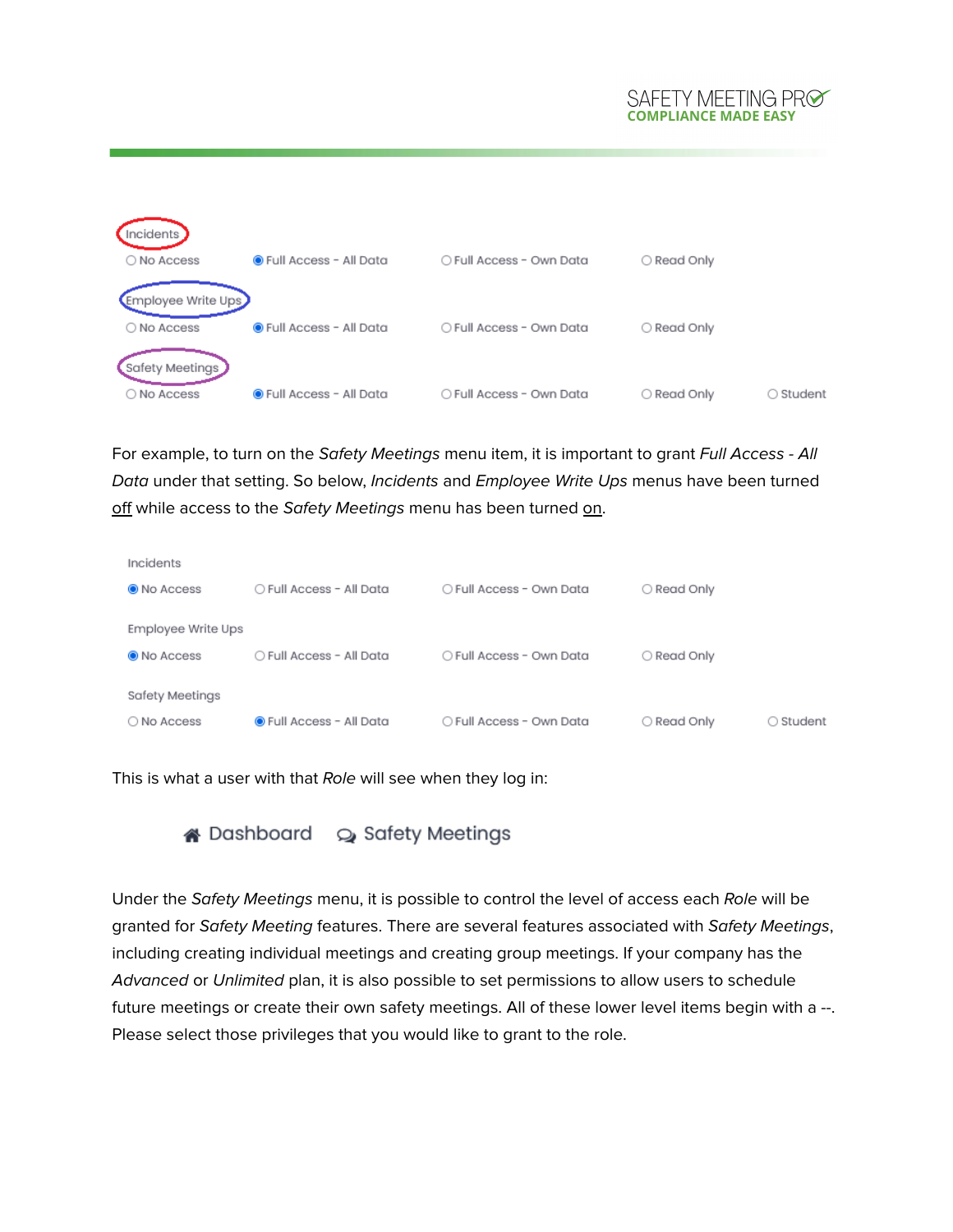Incidents

○ No Access ◉ Full Access - All Data ○ Full Access - Own Data ○ Read Only

Employee Write Ups

○ No Access ◉ Full Access - All Data ○ Full Access - Own Data ○ Read Only

Safety Meetings

○ No Access ◉ Full Access - All Data ○ Full Access - Own Data ○ Read Only ○ Student

For example, to turn on the *Safety Meetings* menu item, it is important to grant *Full Access - All Data* under that setting. So below, *Incidents* and *Employee Write Ups* menus have been turned off while access to the *Safety Meetings* menu has been turned on.

Incidents

◉ No Access ○ Full Access - All Data ○ Full Access - Own Data ○ Read Only

Employee Write Ups

◉ No Access ○ Full Access - All Data ○ Full Access - Own Data ○ Read Only

Safety Meetings

○ No Access ◉ Full Access - All Data ○ Full Access - Own Data ○ Read Only ○ Student

This is what a user with that *Role* will see when they log in:

Dashboard    Safety Meetings

Under the *Safety Meetings* menu, it is possible to control the level of access each *Role* will be granted for *Safety Meeting* features. There are several features associated with *Safety Meetings*, including creating individual meetings and creating group meetings. If your company has the *Advanced* or *Unlimited* plan, it is also possible to set permissions to allow users to schedule future meetings or create their own safety meetings. All of these lower level items begin with a --. Please select those privileges that you would like to grant to the role.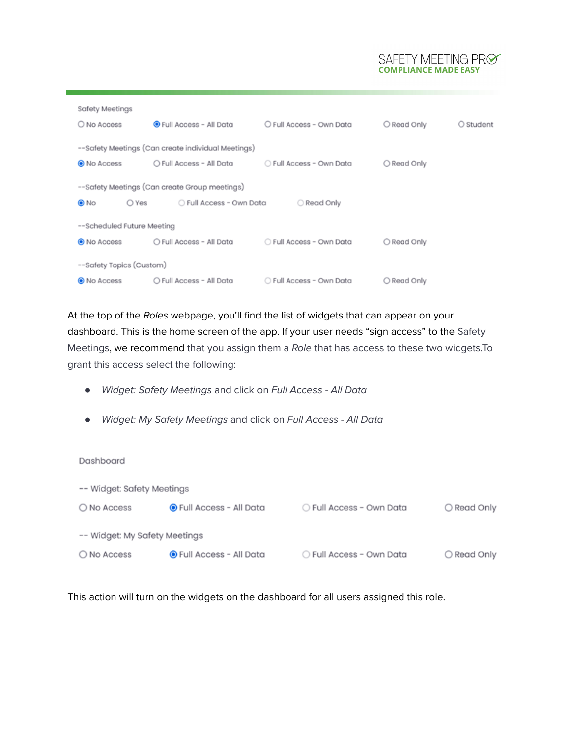Safety Meetings

| ○ No Access | ◉ Full Access - All Data | ○ Full Access - Own Data | ○ Read Only | ○ Student |
|---|---|---|---|---|

--Safety Meetings (Can create individual Meetings)

| ◉ No Access | ○ Full Access - All Data | ○ Full Access - Own Data | ○ Read Only |
|---|---|---|---|

--Safety Meetings (Can create Group meetings)

| ◉ No | ○ Yes | ○ Full Access - Own Data | ○ Read Only |
|---|---|---|---|

--Scheduled Future Meeting

| ◉ No Access | ○ Full Access - All Data | ○ Full Access - Own Data | ○ Read Only |
|---|---|---|---|

--Safety Topics (Custom)

| ◉ No Access | ○ Full Access - All Data | ○ Full Access - Own Data | ○ Read Only |
|---|---|---|---|

At the top of the *Roles* webpage, you'll find the list of widgets that can appear on your dashboard. This is the home screen of the app. If your user needs "sign access" to the Safety Meetings, we recommend that you assign them a *Role* that has access to these two widgets.To grant this access select the following:

- *Widget: Safety Meetings* and click on *Full Access - All Data*
- *Widget: My Safety Meetings* and click on *Full Access - All Data*

Dashboard

-- Widget: Safety Meetings

| ○ No Access | ◉ Full Access - All Data | ○ Full Access - Own Data | ○ Read Only |
|---|---|---|---|

-- Widget: My Safety Meetings

| ○ No Access | ◉ Full Access - All Data | ○ Full Access - Own Data | ○ Read Only |
|---|---|---|---|

This action will turn on the widgets on the dashboard for all users assigned this role.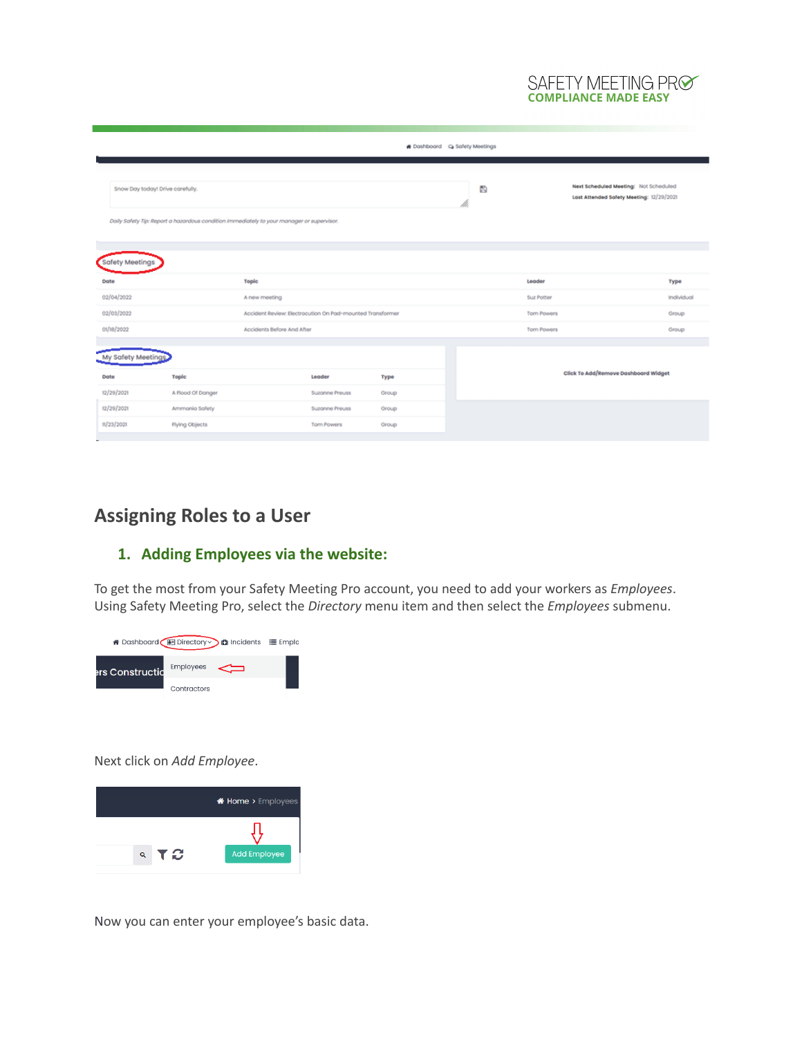## Assigning Roles to a User

### 1. Adding Employees via the website:

To get the most from your Safety Meeting Pro account, you need to add your workers as *Employees*. Using Safety Meeting Pro, select the *Directory* menu item and then select the *Employees* submenu.

Next click on *Add Employee*.

Now you can enter your employee's basic data.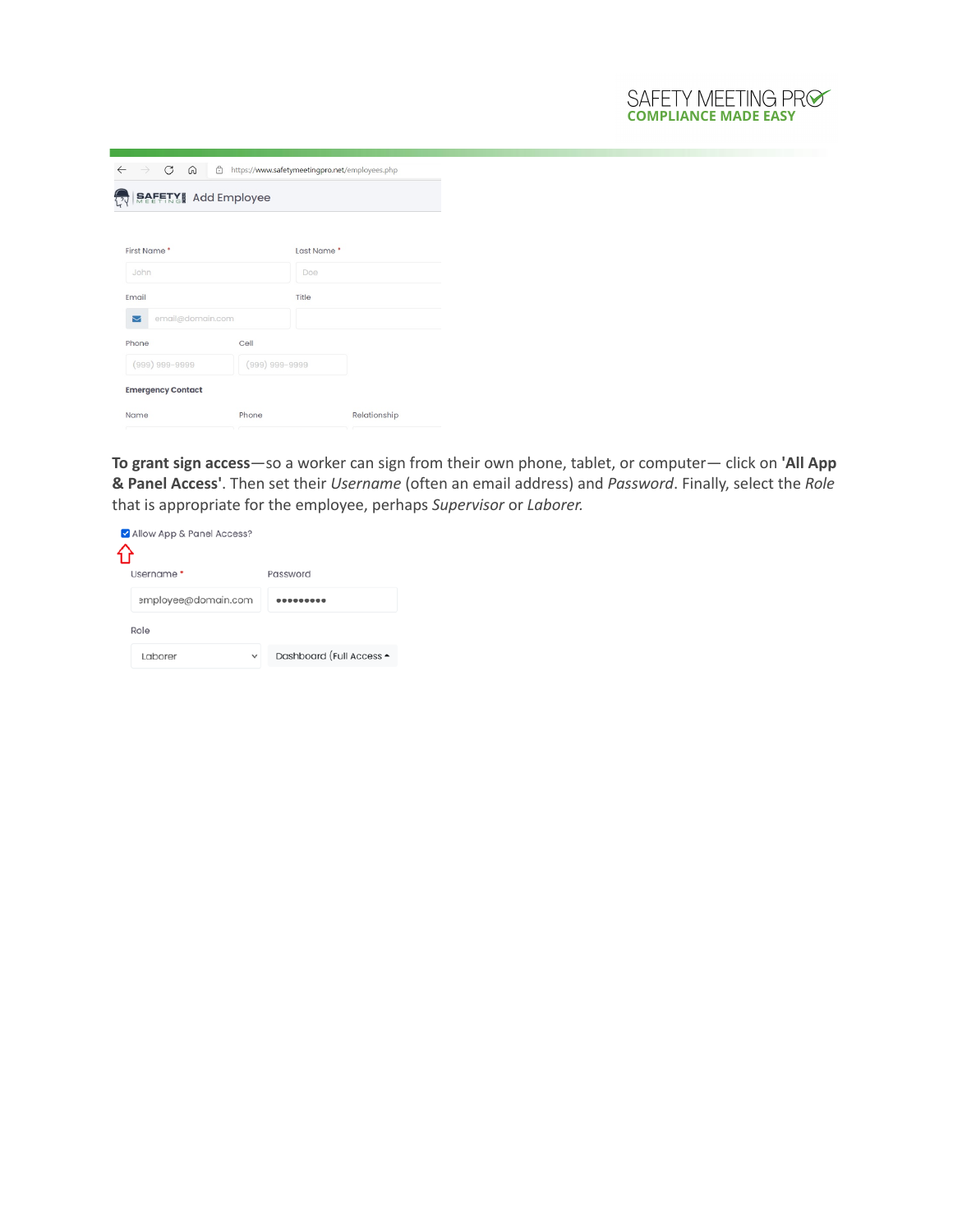To grant sign access—so a worker can sign from their own phone, tablet, or computer— click on **'All App & Panel Access'**. Then set their *Username* (often an email address) and *Password*. Finally, select the *Role* that is appropriate for the employee, perhaps *Supervisor* or *Laborer.*